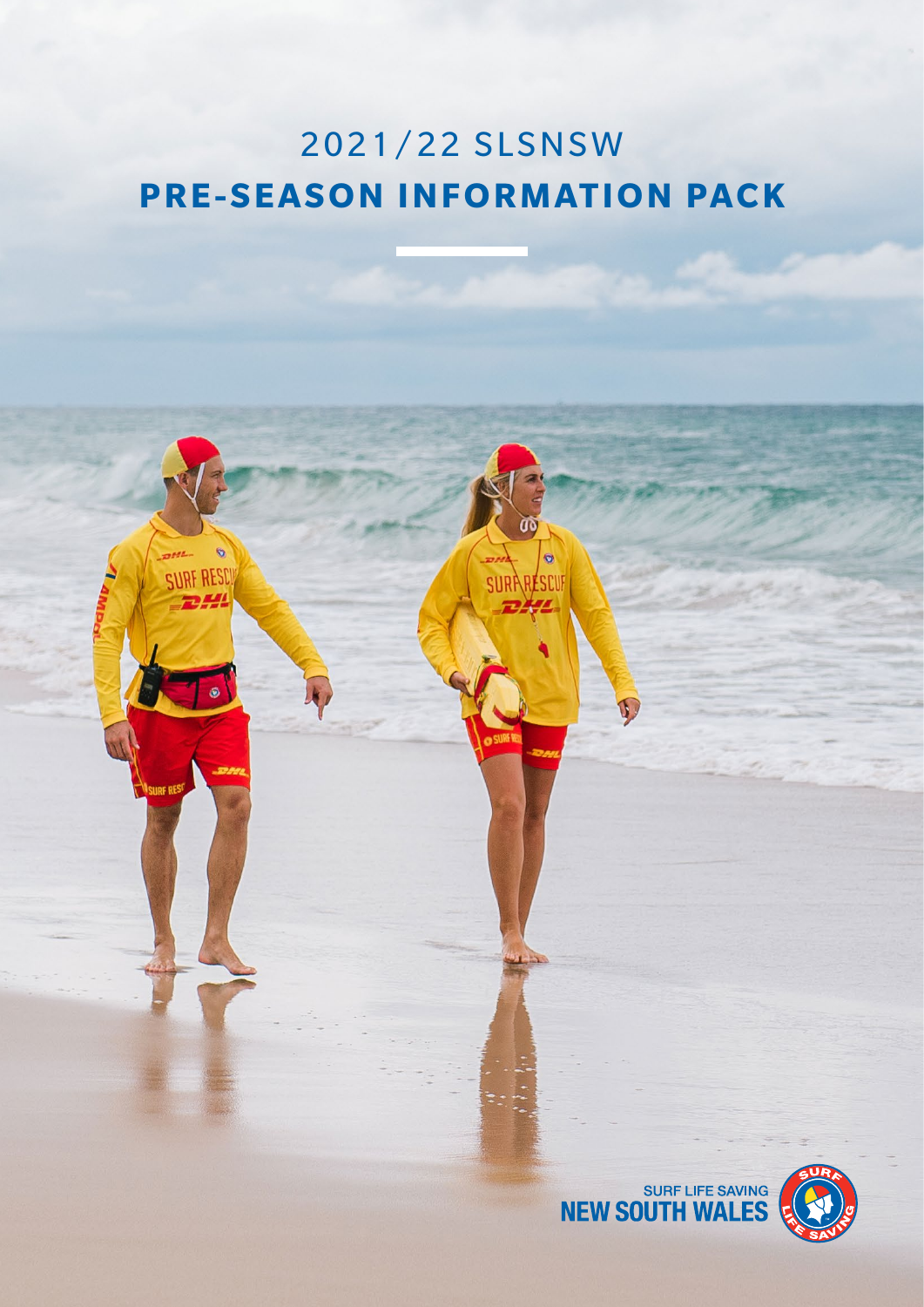# 2021/22 SLSNSW

# PRE-SEASON INFORMATION PACK

SURF LIFE SAVING
NEW SOUTH WALES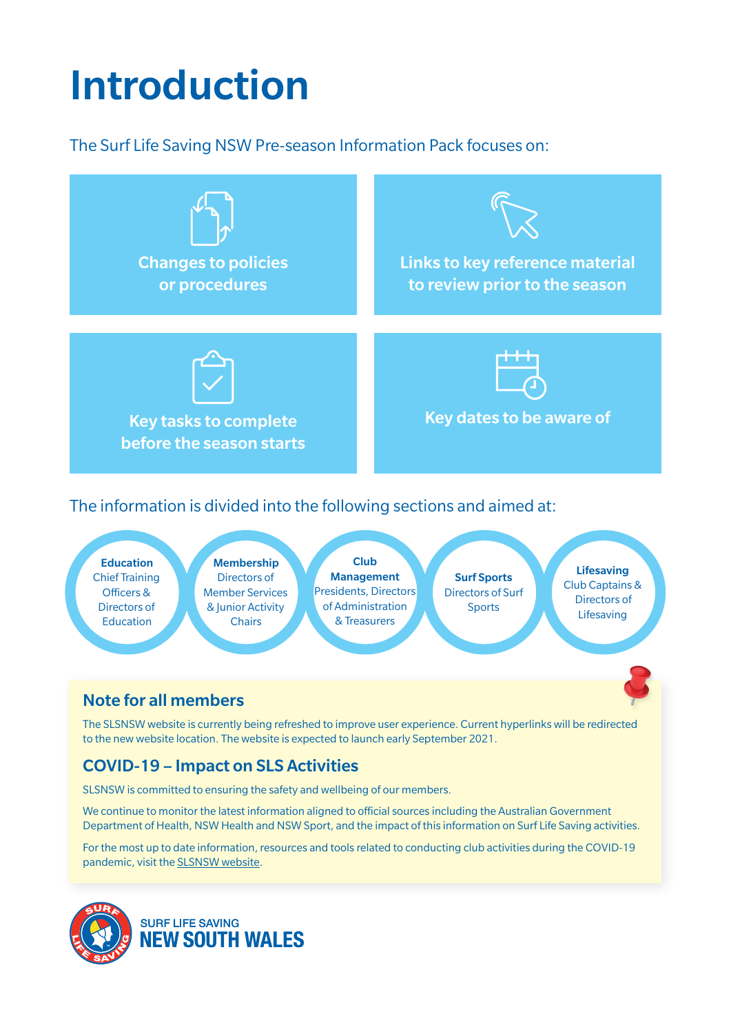# Introduction

The Surf Life Saving NSW Pre-season Information Pack focuses on:

- Changes to policies or procedures
- Links to key reference material to review prior to the season
- Key tasks to complete before the season starts
- Key dates to be aware of

The information is divided into the following sections and aimed at:

- **Education** Chief Training Officers & Directors of Education
- **Membership** Directors of Member Services & Junior Activity Chairs
- **Club Management** Presidents, Directors of Administration & Treasurers
- **Surf Sports** Directors of Surf Sports
- **Lifesaving** Club Captains & Directors of Lifesaving

## Note for all members

The SLSNSW website is currently being refreshed to improve user experience. Current hyperlinks will be redirected to the new website location. The website is expected to launch early September 2021.

## COVID-19 – Impact on SLS Activities

SLSNSW is committed to ensuring the safety and wellbeing of our members.

We continue to monitor the latest information aligned to official sources including the Australian Government Department of Health, NSW Health and NSW Sport, and the impact of this information on Surf Life Saving activities.

For the most up to date information, resources and tools related to conducting club activities during the COVID-19 pandemic, visit the SLSNSW website.

SURF LIFE SAVING NEW SOUTH WALES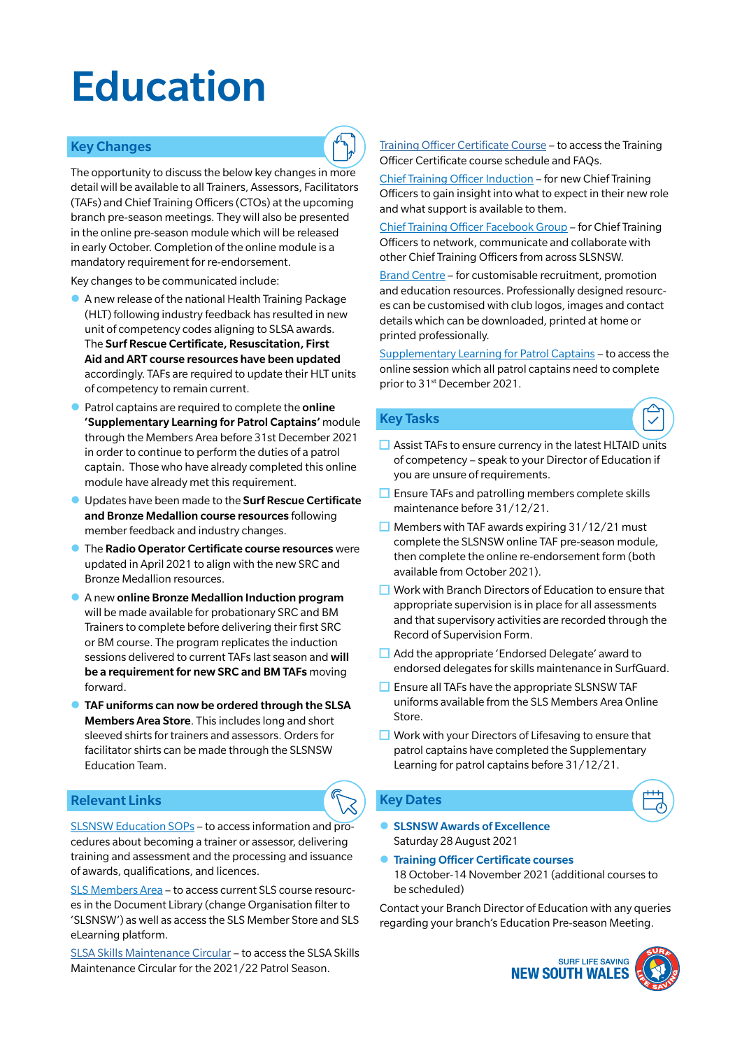# Education

## Key Changes

The opportunity to discuss the below key changes in more detail will be available to all Trainers, Assessors, Facilitators (TAFs) and Chief Training Officers (CTOs) at the upcoming branch pre-season meetings. They will also be presented in the online pre-season module which will be released in early October. Completion of the online module is a mandatory requirement for re-endorsement.

Key changes to be communicated include:

- A new release of the national Health Training Package (HLT) following industry feedback has resulted in new unit of competency codes aligning to SLSA awards. The **Surf Rescue Certificate, Resuscitation, First Aid and ART course resources have been updated** accordingly. TAFs are required to update their HLT units of competency to remain current.
- Patrol captains are required to complete the **online 'Supplementary Learning for Patrol Captains'** module through the Members Area before 31st December 2021 in order to continue to perform the duties of a patrol captain. Those who have already completed this online module have already met this requirement.
- Updates have been made to the **Surf Rescue Certificate and Bronze Medallion course resources** following member feedback and industry changes.
- The **Radio Operator Certificate course resources** were updated in April 2021 to align with the new SRC and Bronze Medallion resources.
- A new **online Bronze Medallion Induction program** will be made available for probationary SRC and BM Trainers to complete before delivering their first SRC or BM course. The program replicates the induction sessions delivered to current TAFs last season and **will be a requirement for new SRC and BM TAFs** moving forward.
- **TAF uniforms can now be ordered through the SLSA Members Area Store**. This includes long and short sleeved shirts for trainers and assessors. Orders for facilitator shirts can be made through the SLSNSW Education Team.

## Relevant Links

SLSNSW Education SOPs – to access information and procedures about becoming a trainer or assessor, delivering training and assessment and the processing and issuance of awards, qualifications, and licences.

SLS Members Area – to access current SLS course resources in the Document Library (change Organisation filter to 'SLSNSW') as well as access the SLS Member Store and SLS eLearning platform.

SLSA Skills Maintenance Circular – to access the SLSA Skills Maintenance Circular for the 2021/22 Patrol Season.

Training Officer Certificate Course – to access the Training Officer Certificate course schedule and FAQs.

Chief Training Officer Induction – for new Chief Training Officers to gain insight into what to expect in their new role and what support is available to them.

Chief Training Officer Facebook Group – for Chief Training Officers to network, communicate and collaborate with other Chief Training Officers from across SLSNSW.

Brand Centre – for customisable recruitment, promotion and education resources. Professionally designed resources can be customised with club logos, images and contact details which can be downloaded, printed at home or printed professionally.

Supplementary Learning for Patrol Captains – to access the online session which all patrol captains need to complete prior to 31st December 2021.

## Key Tasks

- [ ] Assist TAFs to ensure currency in the latest HLTAID units of competency – speak to your Director of Education if you are unsure of requirements.
- [ ] Ensure TAFs and patrolling members complete skills maintenance before 31/12/21.
- [ ] Members with TAF awards expiring 31/12/21 must complete the SLSNSW online TAF pre-season module, then complete the online re-endorsement form (both available from October 2021).
- [ ] Work with Branch Directors of Education to ensure that appropriate supervision is in place for all assessments and that supervisory activities are recorded through the Record of Supervision Form.
- [ ] Add the appropriate 'Endorsed Delegate' award to endorsed delegates for skills maintenance in SurfGuard.
- [ ] Ensure all TAFs have the appropriate SLSNSW TAF uniforms available from the SLS Members Area Online Store.
- [ ] Work with your Directors of Lifesaving to ensure that patrol captains have completed the Supplementary Learning for patrol captains before 31/12/21.

## Key Dates

- **SLSNSW Awards of Excellence**
  Saturday 28 August 2021
- **Training Officer Certificate courses**
  18 October-14 November 2021 (additional courses to be scheduled)

Contact your Branch Director of Education with any queries regarding your branch's Education Pre-season Meeting.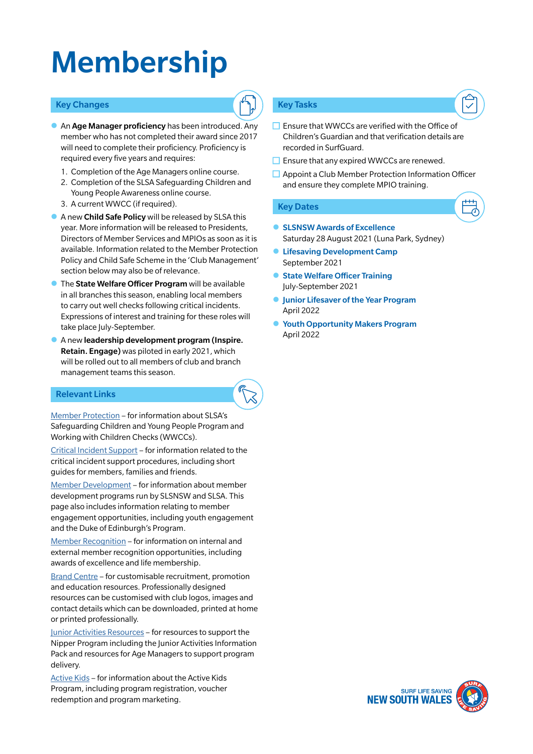# Membership

## Key Changes

- An **Age Manager proficiency** has been introduced. Any member who has not completed their award since 2017 will need to complete their proficiency. Proficiency is required every five years and requires:
  1. Completion of the Age Managers online course.
  2. Completion of the SLSA Safeguarding Children and Young People Awareness online course.
  3. A current WWCC (if required).
- A new **Child Safe Policy** will be released by SLSA this year. More information will be released to Presidents, Directors of Member Services and MPIOs as soon as it is available. Information related to the Member Protection Policy and Child Safe Scheme in the 'Club Management' section below may also be of relevance.
- The **State Welfare Officer Program** will be available in all branches this season, enabling local members to carry out well checks following critical incidents. Expressions of interest and training for these roles will take place July-September.
- A new **leadership development program (Inspire. Retain. Engage)** was piloted in early 2021, which will be rolled out to all members of club and branch management teams this season.

## Relevant Links

Member Protection – for information about SLSA's Safeguarding Children and Young People Program and Working with Children Checks (WWCCs).

Critical Incident Support – for information related to the critical incident support procedures, including short guides for members, families and friends.

Member Development – for information about member development programs run by SLSNSW and SLSA. This page also includes information relating to member engagement opportunities, including youth engagement and the Duke of Edinburgh's Program.

Member Recognition – for information on internal and external member recognition opportunities, including awards of excellence and life membership.

Brand Centre – for customisable recruitment, promotion and education resources. Professionally designed resources can be customised with club logos, images and contact details which can be downloaded, printed at home or printed professionally.

Junior Activities Resources – for resources to support the Nipper Program including the Junior Activities Information Pack and resources for Age Managers to support program delivery.

Active Kids – for information about the Active Kids Program, including program registration, voucher redemption and program marketing.

## Key Tasks

- [ ] Ensure that WWCCs are verified with the Office of Children's Guardian and that verification details are recorded in SurfGuard.
- [ ] Ensure that any expired WWCCs are renewed.
- [ ] Appoint a Club Member Protection Information Officer and ensure they complete MPIO training.

## Key Dates

- **SLSNSW Awards of Excellence**
  Saturday 28 August 2021 (Luna Park, Sydney)
- **Lifesaving Development Camp**
  September 2021
- **State Welfare Officer Training**
  July-September 2021
- **Junior Lifesaver of the Year Program**
  April 2022
- **Youth Opportunity Makers Program**
  April 2022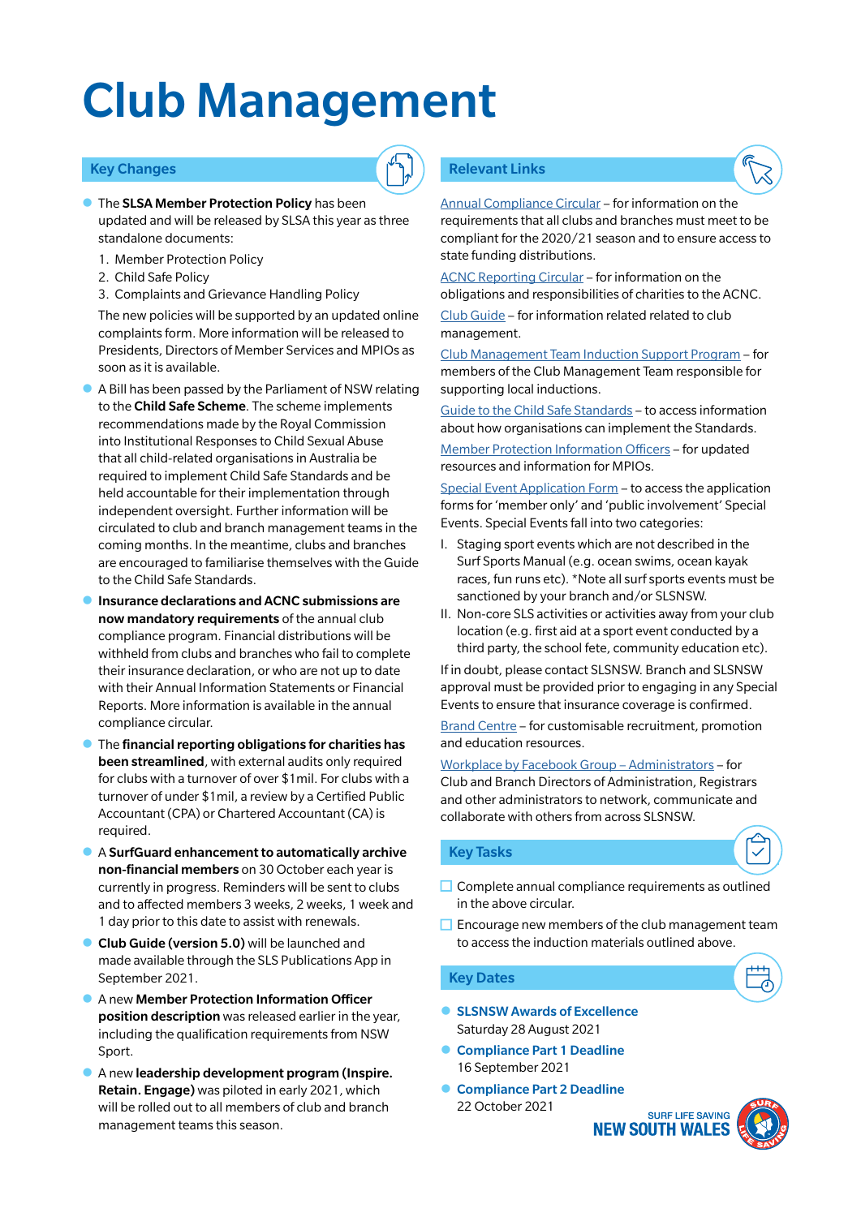# Club Management

## Key Changes

- The **SLSA Member Protection Policy** has been updated and will be released by SLSA this year as three standalone documents:
  1. Member Protection Policy
  2. Child Safe Policy
  3. Complaints and Grievance Handling Policy

  The new policies will be supported by an updated online complaints form. More information will be released to Presidents, Directors of Member Services and MPIOs as soon as it is available.
- A Bill has been passed by the Parliament of NSW relating to the **Child Safe Scheme**. The scheme implements recommendations made by the Royal Commission into Institutional Responses to Child Sexual Abuse that all child-related organisations in Australia be required to implement Child Safe Standards and be held accountable for their implementation through independent oversight. Further information will be circulated to club and branch management teams in the coming months. In the meantime, clubs and branches are encouraged to familiarise themselves with the Guide to the Child Safe Standards.
- **Insurance declarations and ACNC submissions are now mandatory requirements** of the annual club compliance program. Financial distributions will be withheld from clubs and branches who fail to complete their insurance declaration, or who are not up to date with their Annual Information Statements or Financial Reports. More information is available in the annual compliance circular.
- The **financial reporting obligations for charities has been streamlined**, with external audits only required for clubs with a turnover of over $1mil. For clubs with a turnover of under $1mil, a review by a Certified Public Accountant (CPA) or Chartered Accountant (CA) is required.
- A **SurfGuard enhancement to automatically archive non-financial members** on 30 October each year is currently in progress. Reminders will be sent to clubs and to affected members 3 weeks, 2 weeks, 1 week and 1 day prior to this date to assist with renewals.
- **Club Guide (version 5.0)** will be launched and made available through the SLS Publications App in September 2021.
- A new **Member Protection Information Officer position description** was released earlier in the year, including the qualification requirements from NSW Sport.
- A new **leadership development program (Inspire. Retain. Engage)** was piloted in early 2021, which will be rolled out to all members of club and branch management teams this season.

## Relevant Links

Annual Compliance Circular – for information on the requirements that all clubs and branches must meet to be compliant for the 2020/21 season and to ensure access to state funding distributions.

ACNC Reporting Circular – for information on the obligations and responsibilities of charities to the ACNC.

Club Guide – for information related related to club management.

Club Management Team Induction Support Program – for members of the Club Management Team responsible for supporting local inductions.

Guide to the Child Safe Standards – to access information about how organisations can implement the Standards.

Member Protection Information Officers – for updated resources and information for MPIOs.

Special Event Application Form – to access the application forms for 'member only' and 'public involvement' Special Events. Special Events fall into two categories:

I. Staging sport events which are not described in the Surf Sports Manual (e.g. ocean swims, ocean kayak races, fun runs etc). *Note all surf sports events must be sanctioned by your branch and/or SLSNSW.

II. Non-core SLS activities or activities away from your club location (e.g. first aid at a sport event conducted by a third party, the school fete, community education etc).

If in doubt, please contact SLSNSW. Branch and SLSNSW approval must be provided prior to engaging in any Special Events to ensure that insurance coverage is confirmed.

Brand Centre – for customisable recruitment, promotion and education resources.

Workplace by Facebook Group – Administrators – for Club and Branch Directors of Administration, Registrars and other administrators to network, communicate and collaborate with others from across SLSNSW.

## Key Tasks

- [ ] Complete annual compliance requirements as outlined in the above circular.
- [ ] Encourage new members of the club management team to access the induction materials outlined above.

## Key Dates

- **SLSNSW Awards of Excellence**
  Saturday 28 August 2021
- **Compliance Part 1 Deadline**
  16 September 2021
- **Compliance Part 2 Deadline**
  22 October 2021

SURF LIFE SAVING NEW SOUTH WALES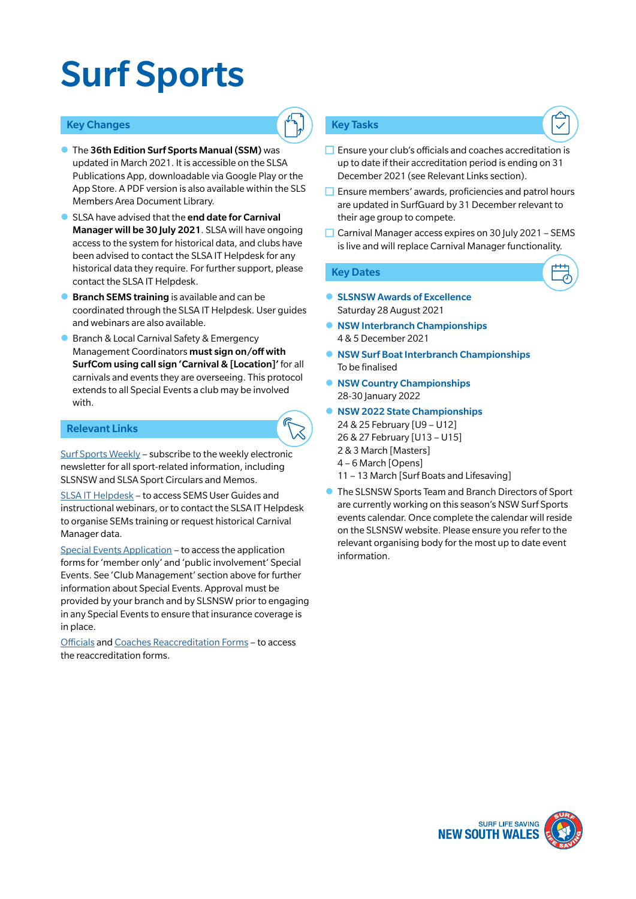# Surf Sports

## Key Changes

- The **36th Edition Surf Sports Manual (SSM)** was updated in March 2021. It is accessible on the SLSA Publications App, downloadable via Google Play or the App Store. A PDF version is also available within the SLS Members Area Document Library.
- SLSA have advised that the **end date for Carnival Manager will be 30 July 2021**. SLSA will have ongoing access to the system for historical data, and clubs have been advised to contact the SLSA IT Helpdesk for any historical data they require. For further support, please contact the SLSA IT Helpdesk.
- **Branch SEMS training** is available and can be coordinated through the SLSA IT Helpdesk. User guides and webinars are also available.
- Branch & Local Carnival Safety & Emergency Management Coordinators **must sign on/off with SurfCom using call sign 'Carnival & [Location]'** for all carnivals and events they are overseeing. This protocol extends to all Special Events a club may be involved with.

## Relevant Links

Surf Sports Weekly – subscribe to the weekly electronic newsletter for all sport-related information, including SLSNSW and SLSA Sport Circulars and Memos.

SLSA IT Helpdesk – to access SEMS User Guides and instructional webinars, or to contact the SLSA IT Helpdesk to organise SEMs training or request historical Carnival Manager data.

Special Events Application – to access the application forms for 'member only' and 'public involvement' Special Events. See 'Club Management' section above for further information about Special Events. Approval must be provided by your branch and by SLSNSW prior to engaging in any Special Events to ensure that insurance coverage is in place.

Officials and Coaches Reaccreditation Forms – to access the reaccreditation forms.

## Key Tasks

- [ ] Ensure your club's officials and coaches accreditation is up to date if their accreditation period is ending on 31 December 2021 (see Relevant Links section).
- [ ] Ensure members' awards, proficiencies and patrol hours are updated in SurfGuard by 31 December relevant to their age group to compete.
- [ ] Carnival Manager access expires on 30 July 2021 – SEMS is live and will replace Carnival Manager functionality.

## Key Dates

- **SLSNSW Awards of Excellence**
  Saturday 28 August 2021
- **NSW Interbranch Championships**
  4 & 5 December 2021
- **NSW Surf Boat Interbranch Championships**
  To be finalised
- **NSW Country Championships**
  28-30 January 2022
- **NSW 2022 State Championships**
  24 & 25 February [U9 – U12]
  26 & 27 February [U13 – U15]
  2 & 3 March [Masters]
  4 – 6 March [Opens]
  11 – 13 March [Surf Boats and Lifesaving]
- The SLSNSW Sports Team and Branch Directors of Sport are currently working on this season's NSW Surf Sports events calendar. Once complete the calendar will reside on the SLSNSW website. Please ensure you refer to the relevant organising body for the most up to date event information.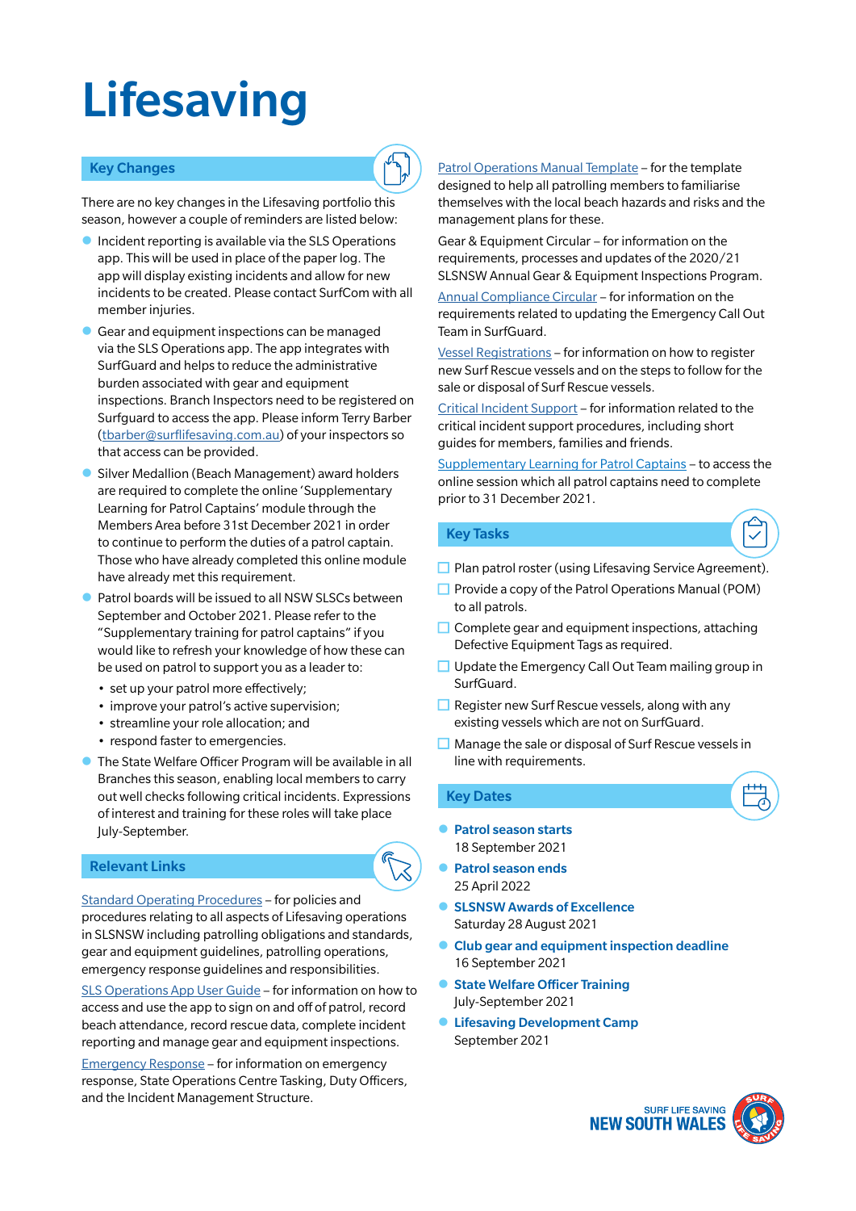# Lifesaving

## Key Changes

There are no key changes in the Lifesaving portfolio this season, however a couple of reminders are listed below:

- Incident reporting is available via the SLS Operations app. This will be used in place of the paper log. The app will display existing incidents and allow for new incidents to be created. Please contact SurfCom with all member injuries.
- Gear and equipment inspections can be managed via the SLS Operations app. The app integrates with SurfGuard and helps to reduce the administrative burden associated with gear and equipment inspections. Branch Inspectors need to be registered on Surfguard to access the app. Please inform Terry Barber (tbarber@surflifesaving.com.au) of your inspectors so that access can be provided.
- Silver Medallion (Beach Management) award holders are required to complete the online 'Supplementary Learning for Patrol Captains' module through the Members Area before 31st December 2021 in order to continue to perform the duties of a patrol captain. Those who have already completed this online module have already met this requirement.
- Patrol boards will be issued to all NSW SLSCs between September and October 2021. Please refer to the "Supplementary training for patrol captains" if you would like to refresh your knowledge of how these can be used on patrol to support you as a leader to:
  - set up your patrol more effectively;
  - improve your patrol's active supervision;
  - streamline your role allocation; and
  - respond faster to emergencies.
- The State Welfare Officer Program will be available in all Branches this season, enabling local members to carry out well checks following critical incidents. Expressions of interest and training for these roles will take place July-September.

## Relevant Links

Standard Operating Procedures – for policies and procedures relating to all aspects of Lifesaving operations in SLSNSW including patrolling obligations and standards, gear and equipment guidelines, patrolling operations, emergency response guidelines and responsibilities.

SLS Operations App User Guide – for information on how to access and use the app to sign on and off of patrol, record beach attendance, record rescue data, complete incident reporting and manage gear and equipment inspections.

Emergency Response – for information on emergency response, State Operations Centre Tasking, Duty Officers, and the Incident Management Structure.

Patrol Operations Manual Template – for the template designed to help all patrolling members to familiarise themselves with the local beach hazards and risks and the management plans for these.

Gear & Equipment Circular – for information on the requirements, processes and updates of the 2020/21 SLSNSW Annual Gear & Equipment Inspections Program.

Annual Compliance Circular – for information on the requirements related to updating the Emergency Call Out Team in SurfGuard.

Vessel Registrations – for information on how to register new Surf Rescue vessels and on the steps to follow for the sale or disposal of Surf Rescue vessels.

Critical Incident Support – for information related to the critical incident support procedures, including short guides for members, families and friends.

Supplementary Learning for Patrol Captains – to access the online session which all patrol captains need to complete prior to 31 December 2021.

## Key Tasks

- [ ] Plan patrol roster (using Lifesaving Service Agreement).
- [ ] Provide a copy of the Patrol Operations Manual (POM) to all patrols.
- [ ] Complete gear and equipment inspections, attaching Defective Equipment Tags as required.
- [ ] Update the Emergency Call Out Team mailing group in SurfGuard.
- [ ] Register new Surf Rescue vessels, along with any existing vessels which are not on SurfGuard.
- [ ] Manage the sale or disposal of Surf Rescue vessels in line with requirements.

## Key Dates

- **Patrol season starts**
  18 September 2021
- **Patrol season ends**
  25 April 2022
- **SLSNSW Awards of Excellence**
  Saturday 28 August 2021
- **Club gear and equipment inspection deadline**
  16 September 2021
- **State Welfare Officer Training**
  July-September 2021
- **Lifesaving Development Camp**
  September 2021